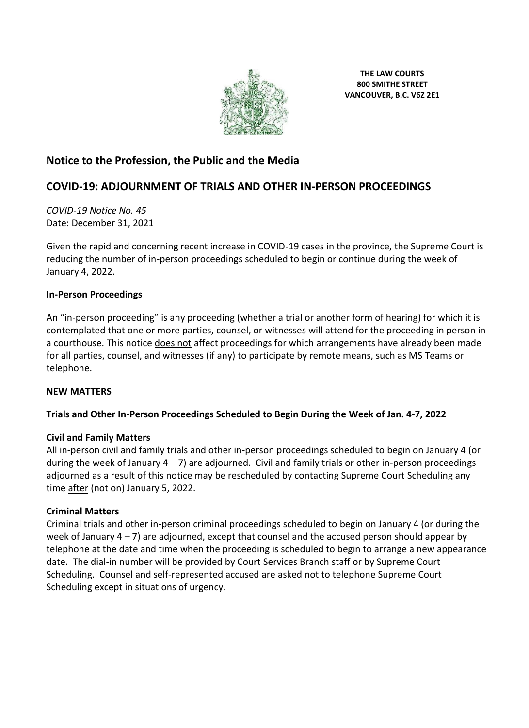**THE LAW COURTS**
**800 SMITHE STREET**
**VANCOUVER, B.C. V6Z 2E1**

## Notice to the Profession, the Public and the Media

## COVID-19: ADJOURNMENT OF TRIALS AND OTHER IN-PERSON PROCEEDINGS

*COVID-19 Notice No. 45*
Date: December 31, 2021

Given the rapid and concerning recent increase in COVID-19 cases in the province, the Supreme Court is reducing the number of in-person proceedings scheduled to begin or continue during the week of January 4, 2022.

### In-Person Proceedings

An "in-person proceeding" is any proceeding (whether a trial or another form of hearing) for which it is contemplated that one or more parties, counsel, or witnesses will attend for the proceeding in person in a courthouse. This notice <u>does not</u> affect proceedings for which arrangements have already been made for all parties, counsel, and witnesses (if any) to participate by remote means, such as MS Teams or telephone.

### NEW MATTERS

### Trials and Other In-Person Proceedings Scheduled to Begin During the Week of Jan. 4-7, 2022

#### Civil and Family Matters

All in-person civil and family trials and other in-person proceedings scheduled to <u>begin</u> on January 4 (or during the week of January 4 – 7) are adjourned. Civil and family trials or other in-person proceedings adjourned as a result of this notice may be rescheduled by contacting Supreme Court Scheduling any time <u>after</u> (not on) January 5, 2022.

#### Criminal Matters

Criminal trials and other in-person criminal proceedings scheduled to <u>begin</u> on January 4 (or during the week of January 4 – 7) are adjourned, except that counsel and the accused person should appear by telephone at the date and time when the proceeding is scheduled to begin to arrange a new appearance date. The dial-in number will be provided by Court Services Branch staff or by Supreme Court Scheduling. Counsel and self-represented accused are asked not to telephone Supreme Court Scheduling except in situations of urgency.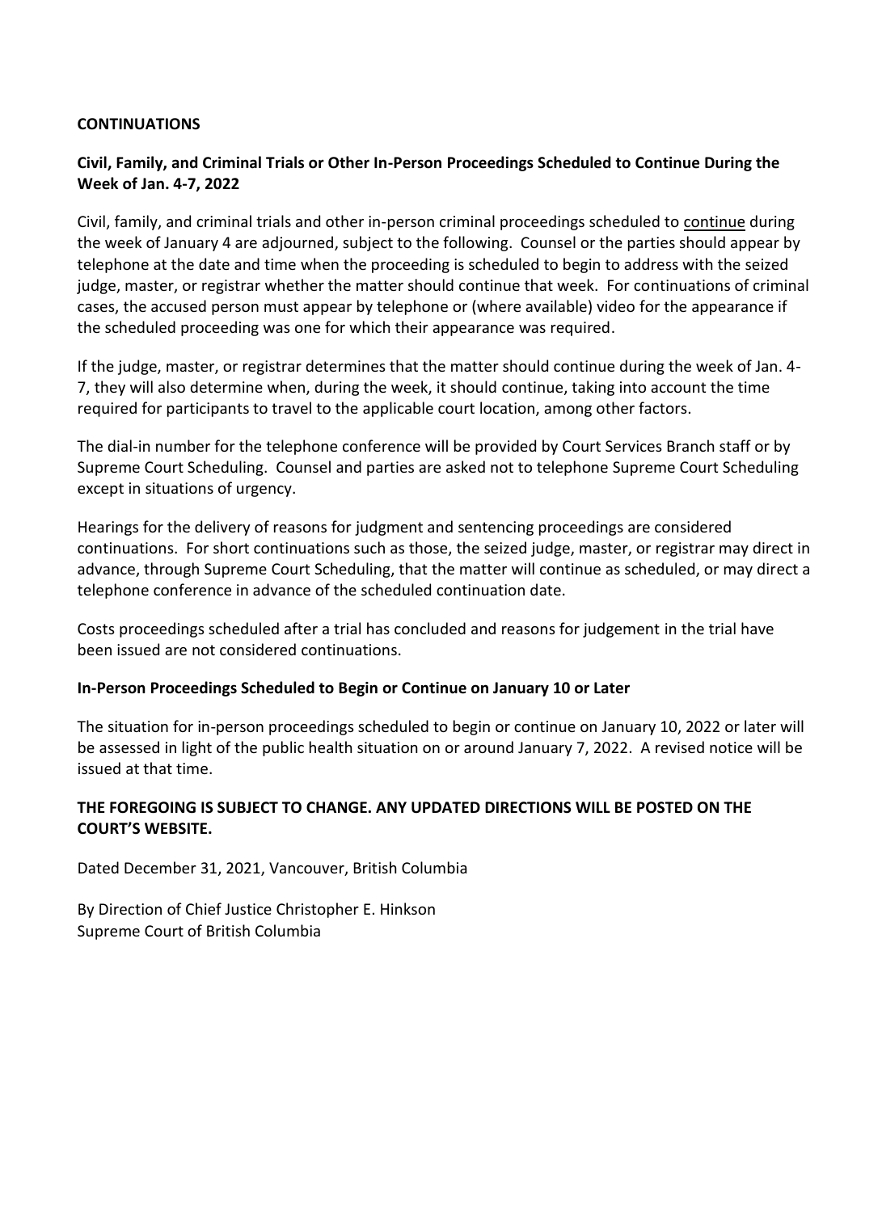## CONTINUATIONS

### Civil, Family, and Criminal Trials or Other In-Person Proceedings Scheduled to Continue During the Week of Jan. 4-7, 2022

Civil, family, and criminal trials and other in-person criminal proceedings scheduled to continue during the week of January 4 are adjourned, subject to the following. Counsel or the parties should appear by telephone at the date and time when the proceeding is scheduled to begin to address with the seized judge, master, or registrar whether the matter should continue that week. For continuations of criminal cases, the accused person must appear by telephone or (where available) video for the appearance if the scheduled proceeding was one for which their appearance was required.

If the judge, master, or registrar determines that the matter should continue during the week of Jan. 4-7, they will also determine when, during the week, it should continue, taking into account the time required for participants to travel to the applicable court location, among other factors.

The dial-in number for the telephone conference will be provided by Court Services Branch staff or by Supreme Court Scheduling. Counsel and parties are asked not to telephone Supreme Court Scheduling except in situations of urgency.

Hearings for the delivery of reasons for judgment and sentencing proceedings are considered continuations. For short continuations such as those, the seized judge, master, or registrar may direct in advance, through Supreme Court Scheduling, that the matter will continue as scheduled, or may direct a telephone conference in advance of the scheduled continuation date.

Costs proceedings scheduled after a trial has concluded and reasons for judgement in the trial have been issued are not considered continuations.

### In-Person Proceedings Scheduled to Begin or Continue on January 10 or Later

The situation for in-person proceedings scheduled to begin or continue on January 10, 2022 or later will be assessed in light of the public health situation on or around January 7, 2022. A revised notice will be issued at that time.

**THE FOREGOING IS SUBJECT TO CHANGE. ANY UPDATED DIRECTIONS WILL BE POSTED ON THE COURT'S WEBSITE.**

Dated December 31, 2021, Vancouver, British Columbia

By Direction of Chief Justice Christopher E. Hinkson
Supreme Court of British Columbia